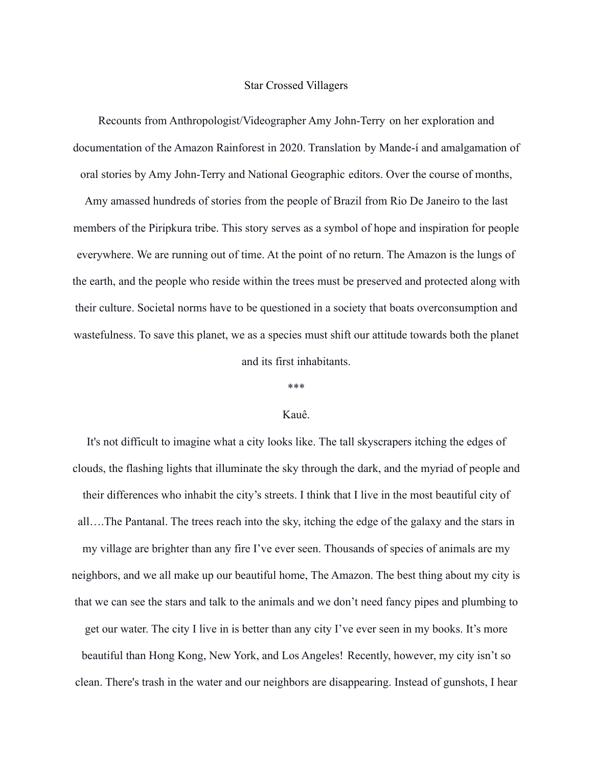# Star Crossed Villagers

Recounts from Anthropologist/Videographer Amy John-Terry on her exploration and documentation of the Amazon Rainforest in 2020. Translation by Mande-í and amalgamation of oral stories by Amy John-Terry and National Geographic editors. Over the course of months, Amy amassed hundreds of stories from the people of Brazil from Rio De Janeiro to the last members of the Piripkura tribe. This story serves as a symbol of hope and inspiration for people everywhere. We are running out of time. At the point of no return. The Amazon is the lungs of the earth, and the people who reside within the trees must be preserved and protected along with their culture. Societal norms have to be questioned in a society that boats overconsumption and wastefulness. To save this planet, we as a species must shift our attitude towards both the planet and its first inhabitants.

***

## Kauê.

It's not difficult to imagine what a city looks like. The tall skyscrapers itching the edges of clouds, the flashing lights that illuminate the sky through the dark, and the myriad of people and their differences who inhabit the city's streets. I think that I live in the most beautiful city of all….The Pantanal. The trees reach into the sky, itching the edge of the galaxy and the stars in my village are brighter than any fire I've ever seen. Thousands of species of animals are my neighbors, and we all make up our beautiful home, The Amazon. The best thing about my city is that we can see the stars and talk to the animals and we don't need fancy pipes and plumbing to get our water. The city I live in is better than any city I've ever seen in my books. It's more beautiful than Hong Kong, New York, and Los Angeles! Recently, however, my city isn't so clean. There's trash in the water and our neighbors are disappearing. Instead of gunshots, I hear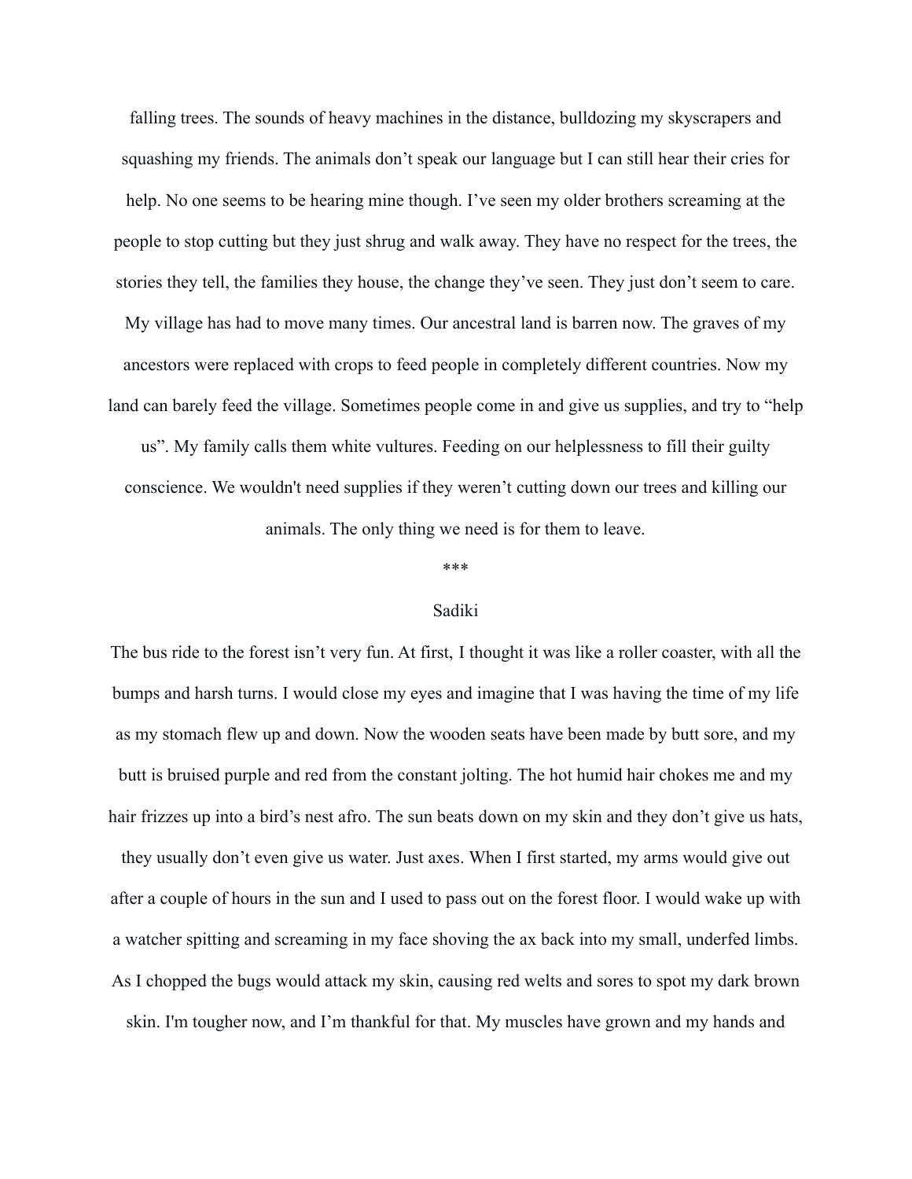falling trees. The sounds of heavy machines in the distance, bulldozing my skyscrapers and squashing my friends. The animals don't speak our language but I can still hear their cries for help. No one seems to be hearing mine though. I've seen my older brothers screaming at the people to stop cutting but they just shrug and walk away. They have no respect for the trees, the stories they tell, the families they house, the change they've seen. They just don't seem to care. My village has had to move many times. Our ancestral land is barren now. The graves of my ancestors were replaced with crops to feed people in completely different countries. Now my land can barely feed the village. Sometimes people come in and give us supplies, and try to "help us". My family calls them white vultures. Feeding on our helplessness to fill their guilty conscience. We wouldn't need supplies if they weren't cutting down our trees and killing our animals. The only thing we need is for them to leave.

***

Sadiki

The bus ride to the forest isn't very fun. At first, I thought it was like a roller coaster, with all the bumps and harsh turns. I would close my eyes and imagine that I was having the time of my life as my stomach flew up and down. Now the wooden seats have been made by butt sore, and my butt is bruised purple and red from the constant jolting. The hot humid hair chokes me and my hair frizzes up into a bird's nest afro. The sun beats down on my skin and they don't give us hats, they usually don't even give us water. Just axes. When I first started, my arms would give out after a couple of hours in the sun and I used to pass out on the forest floor. I would wake up with a watcher spitting and screaming in my face shoving the ax back into my small, underfed limbs. As I chopped the bugs would attack my skin, causing red welts and sores to spot my dark brown skin. I'm tougher now, and I'm thankful for that. My muscles have grown and my hands and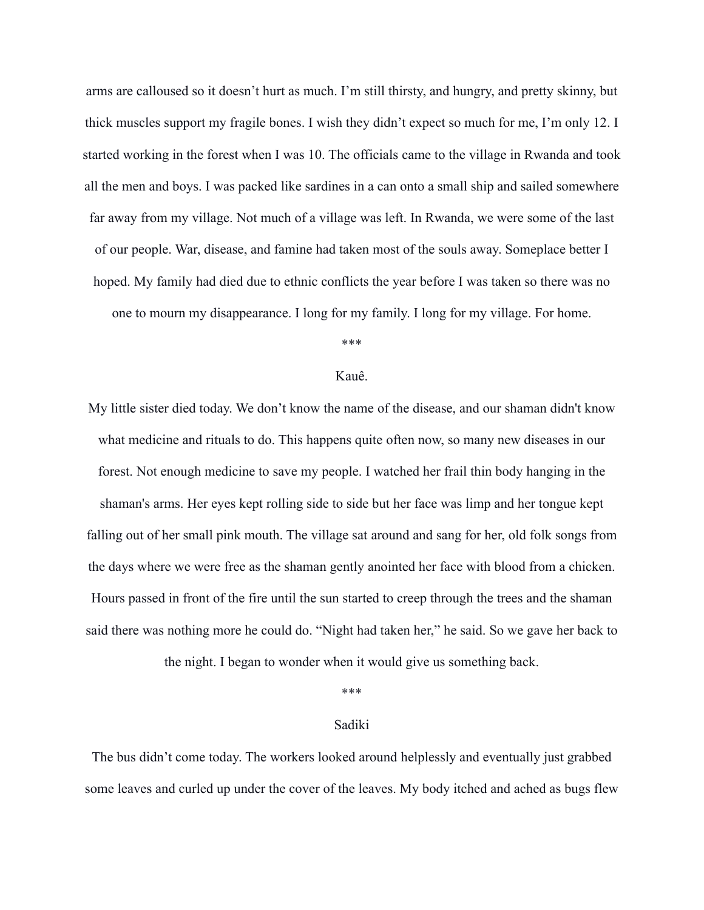arms are calloused so it doesn't hurt as much. I'm still thirsty, and hungry, and pretty skinny, but thick muscles support my fragile bones. I wish they didn't expect so much for me, I'm only 12. I started working in the forest when I was 10. The officials came to the village in Rwanda and took all the men and boys. I was packed like sardines in a can onto a small ship and sailed somewhere far away from my village. Not much of a village was left. In Rwanda, we were some of the last of our people. War, disease, and famine had taken most of the souls away. Someplace better I hoped. My family had died due to ethnic conflicts the year before I was taken so there was no one to mourn my disappearance. I long for my family. I long for my village. For home.

***

Kauê.

My little sister died today. We don't know the name of the disease, and our shaman didn't know what medicine and rituals to do. This happens quite often now, so many new diseases in our forest. Not enough medicine to save my people. I watched her frail thin body hanging in the shaman's arms. Her eyes kept rolling side to side but her face was limp and her tongue kept falling out of her small pink mouth. The village sat around and sang for her, old folk songs from the days where we were free as the shaman gently anointed her face with blood from a chicken. Hours passed in front of the fire until the sun started to creep through the trees and the shaman said there was nothing more he could do. "Night had taken her," he said. So we gave her back to the night. I began to wonder when it would give us something back.

***

Sadiki

The bus didn't come today. The workers looked around helplessly and eventually just grabbed some leaves and curled up under the cover of the leaves. My body itched and ached as bugs flew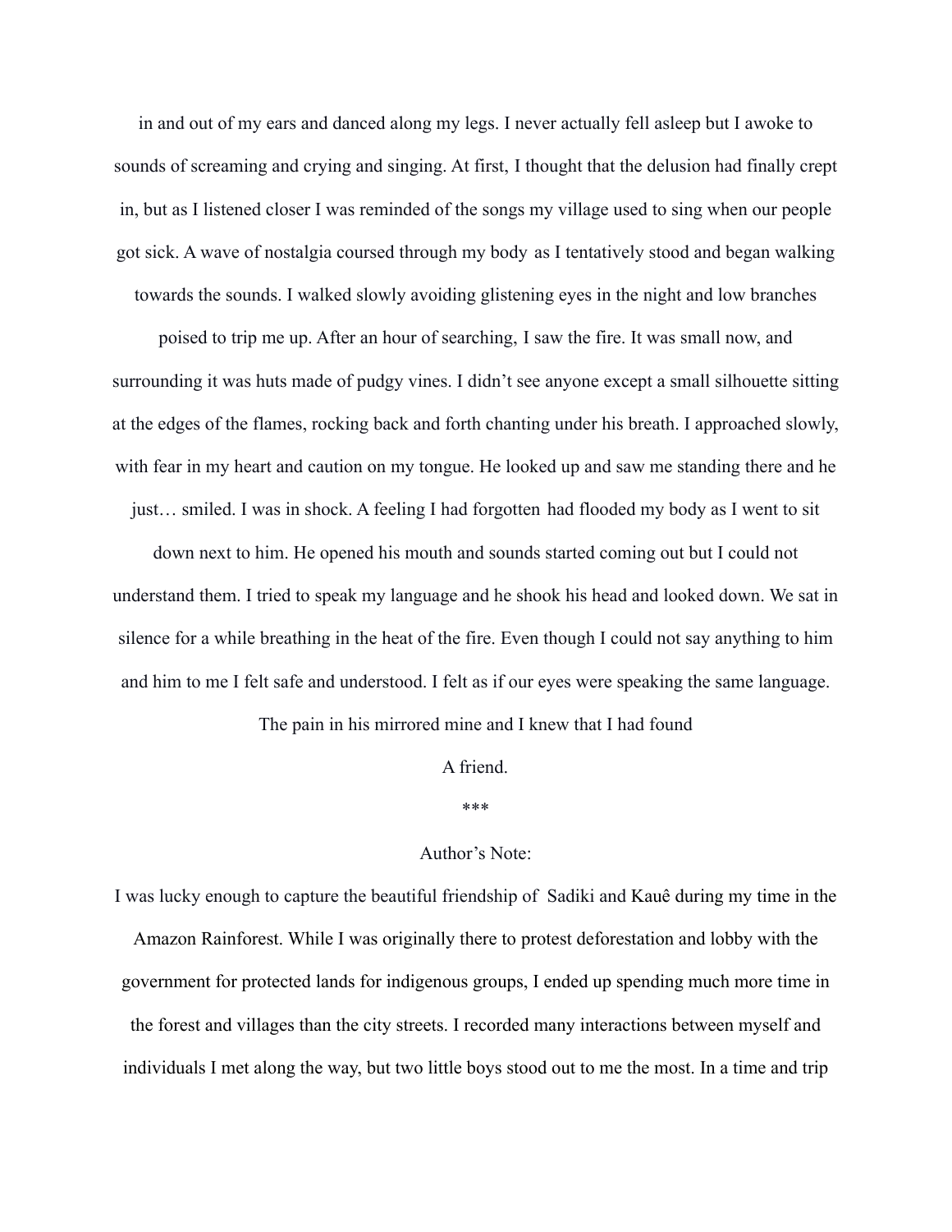in and out of my ears and danced along my legs. I never actually fell asleep but I awoke to sounds of screaming and crying and singing. At first, I thought that the delusion had finally crept in, but as I listened closer I was reminded of the songs my village used to sing when our people got sick. A wave of nostalgia coursed through my body as I tentatively stood and began walking towards the sounds. I walked slowly avoiding glistening eyes in the night and low branches poised to trip me up. After an hour of searching, I saw the fire. It was small now, and surrounding it was huts made of pudgy vines. I didn't see anyone except a small silhouette sitting at the edges of the flames, rocking back and forth chanting under his breath. I approached slowly, with fear in my heart and caution on my tongue. He looked up and saw me standing there and he just… smiled. I was in shock. A feeling I had forgotten had flooded my body as I went to sit down next to him. He opened his mouth and sounds started coming out but I could not understand them. I tried to speak my language and he shook his head and looked down. We sat in silence for a while breathing in the heat of the fire. Even though I could not say anything to him and him to me I felt safe and understood. I felt as if our eyes were speaking the same language.

The pain in his mirrored mine and I knew that I had found

A friend.

***

Author's Note:

I was lucky enough to capture the beautiful friendship of Sadiki and Kauê during my time in the Amazon Rainforest. While I was originally there to protest deforestation and lobby with the government for protected lands for indigenous groups, I ended up spending much more time in the forest and villages than the city streets. I recorded many interactions between myself and individuals I met along the way, but two little boys stood out to me the most. In a time and trip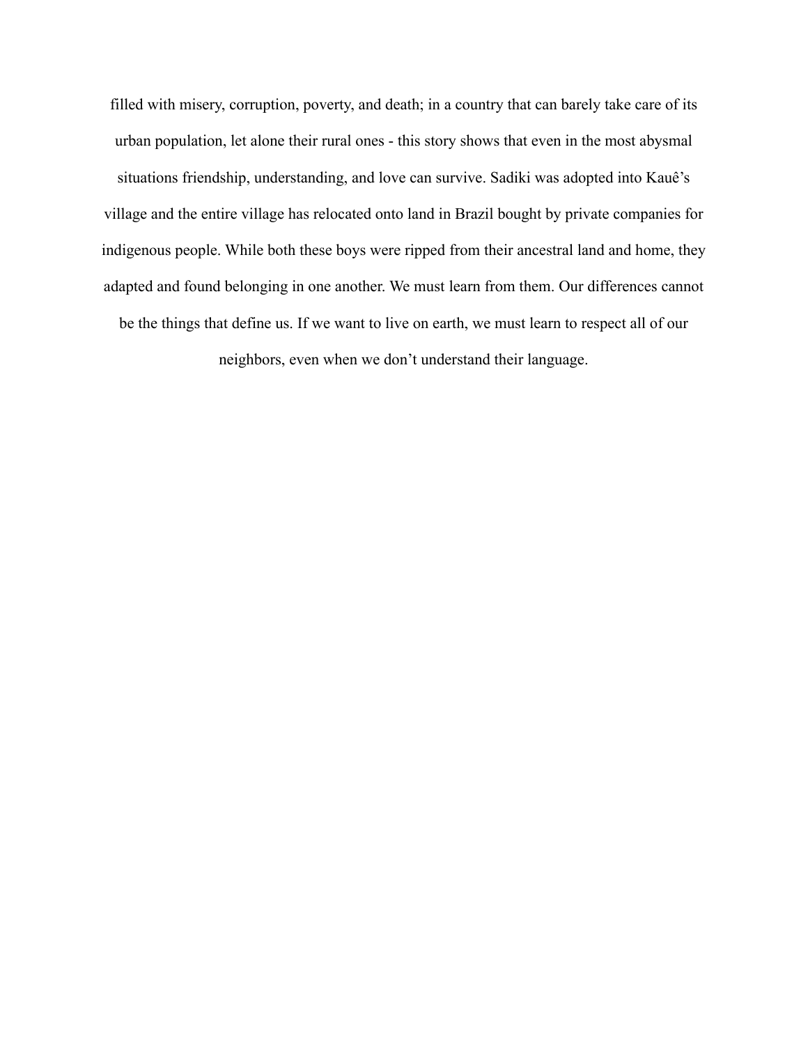filled with misery, corruption, poverty, and death; in a country that can barely take care of its urban population, let alone their rural ones - this story shows that even in the most abysmal situations friendship, understanding, and love can survive. Sadiki was adopted into Kauê's village and the entire village has relocated onto land in Brazil bought by private companies for indigenous people. While both these boys were ripped from their ancestral land and home, they adapted and found belonging in one another. We must learn from them. Our differences cannot be the things that define us. If we want to live on earth, we must learn to respect all of our neighbors, even when we don't understand their language.